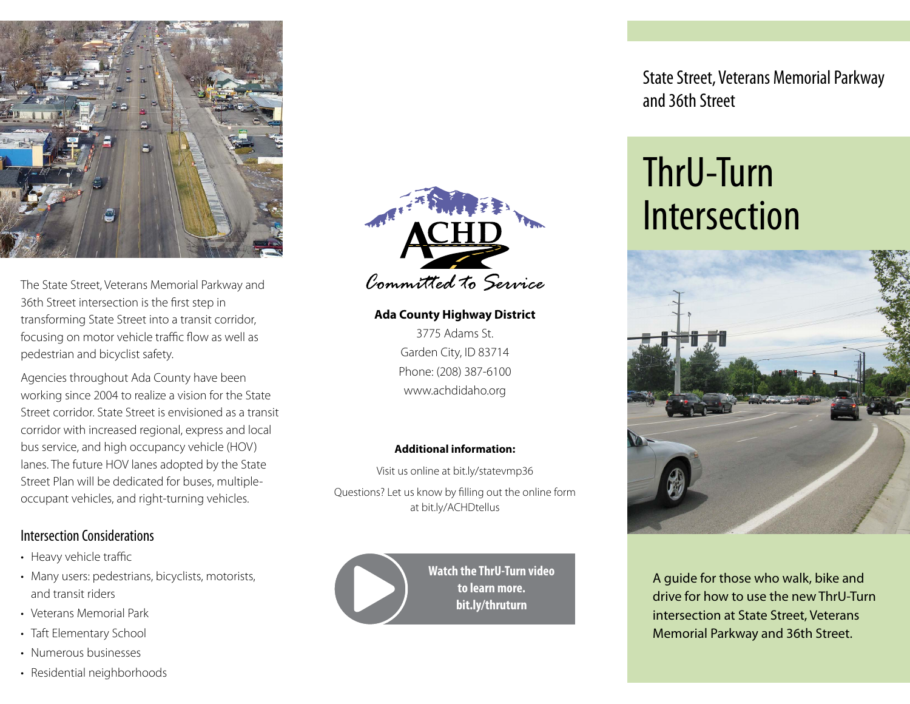The State Street, Veterans Memorial Parkway and 36th Street intersection is the first step in transforming State Street into a transit corridor, focusing on motor vehicle traffic flow as well as pedestrian and bicyclist safety.

Agencies throughout Ada County have been working since 2004 to realize a vision for the State Street corridor. State Street is envisioned as a transit corridor with increased regional, express and local bus service, and high occupancy vehicle (HOV) lanes. The future HOV lanes adopted by the State Street Plan will be dedicated for buses, multiple-occupant vehicles, and right-turning vehicles.

## Intersection Considerations

- Heavy vehicle traffic
- Many users: pedestrians, bicyclists, motorists, and transit riders
- Veterans Memorial Park
- Taft Elementary School
- Numerous businesses
- Residential neighborhoods

ACHD

*Committed to Service*

**Ada County Highway District**

3775 Adams St.
Garden City, ID 83714
Phone: (208) 387-6100
www.achdidaho.org

**Additional information:**

Visit us online at bit.ly/statevmp36

Questions? Let us know by filling out the online form at bit.ly/ACHDtellus

**Watch the ThrU-Turn video to learn more. bit.ly/thruturn**

State Street, Veterans Memorial Parkway and 36th Street

# ThrU-Turn Intersection

A guide for those who walk, bike and drive for how to use the new ThrU-Turn intersection at State Street, Veterans Memorial Parkway and 36th Street.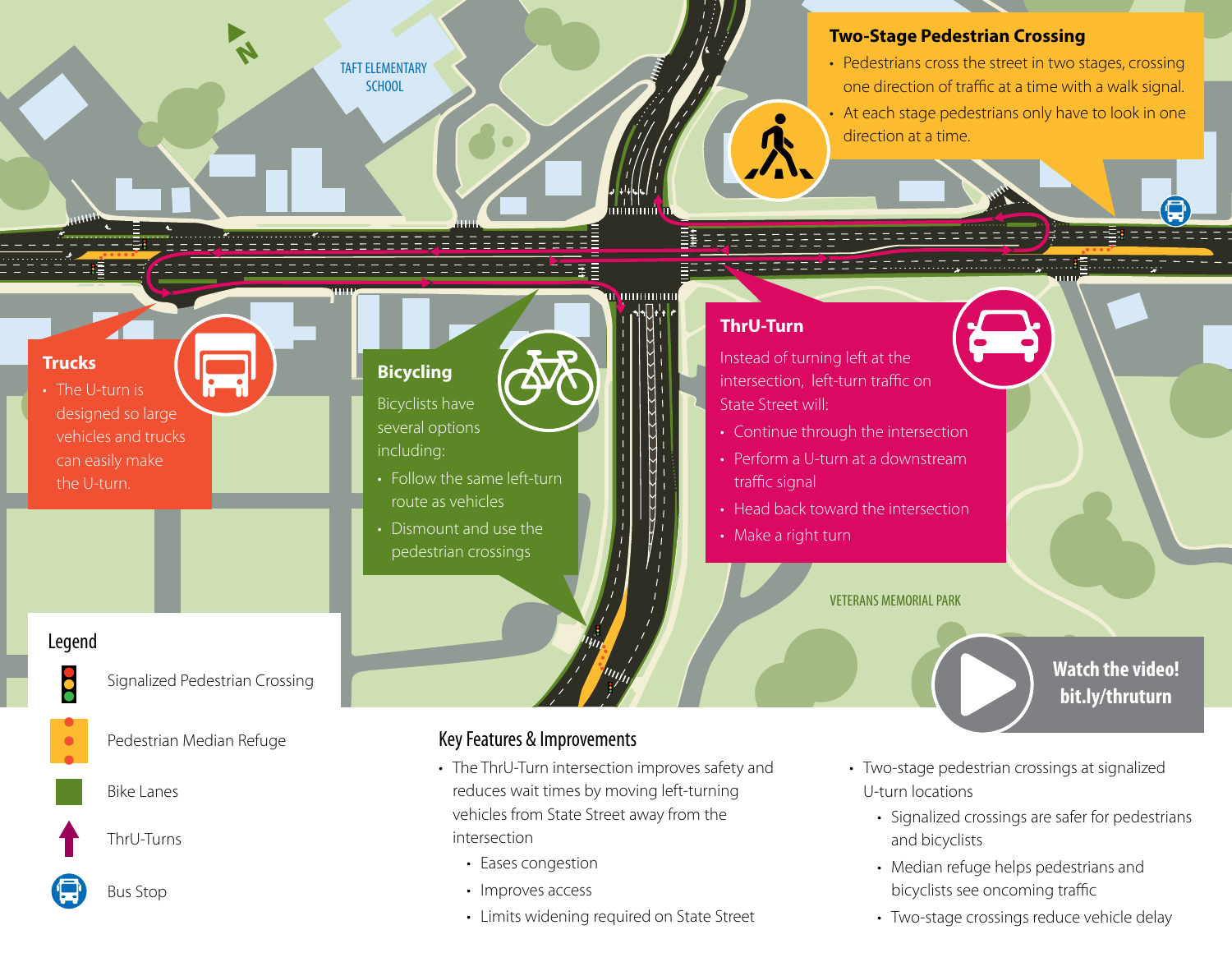TAFT ELEMENTARY SCHOOL

## Two-Stage Pedestrian Crossing

- Pedestrians cross the street in two stages, crossing one direction of traffic at a time with a walk signal.
- At each stage pedestrians only have to look in one direction at a time.

## Trucks

- The U-turn is designed so large vehicles and trucks can easily make the U-turn.

## Bicycling

Bicyclists have several options including:

- Follow the same left-turn route as vehicles
- Dismount and use the pedestrian crossings

## ThrU-Turn

Instead of turning left at the intersection, left-turn traffic on State Street will:

- Continue through the intersection
- Perform a U-turn at a downstream traffic signal
- Head back toward the intersection
- Make a right turn

VETERANS MEMORIAL PARK

**Watch the video! bit.ly/thruturn**

## Legend

- Signalized Pedestrian Crossing
- Pedestrian Median Refuge
- Bike Lanes
- ThrU-Turns
- Bus Stop

## Key Features & Improvements

- The ThrU-Turn intersection improves safety and reduces wait times by moving left-turning vehicles from State Street away from the intersection
  - Eases congestion
  - Improves access
  - Limits widening required on State Street
- Two-stage pedestrian crossings at signalized U-turn locations
  - Signalized crossings are safer for pedestrians and bicyclists
  - Median refuge helps pedestrians and bicyclists see oncoming traffic
  - Two-stage crossings reduce vehicle delay